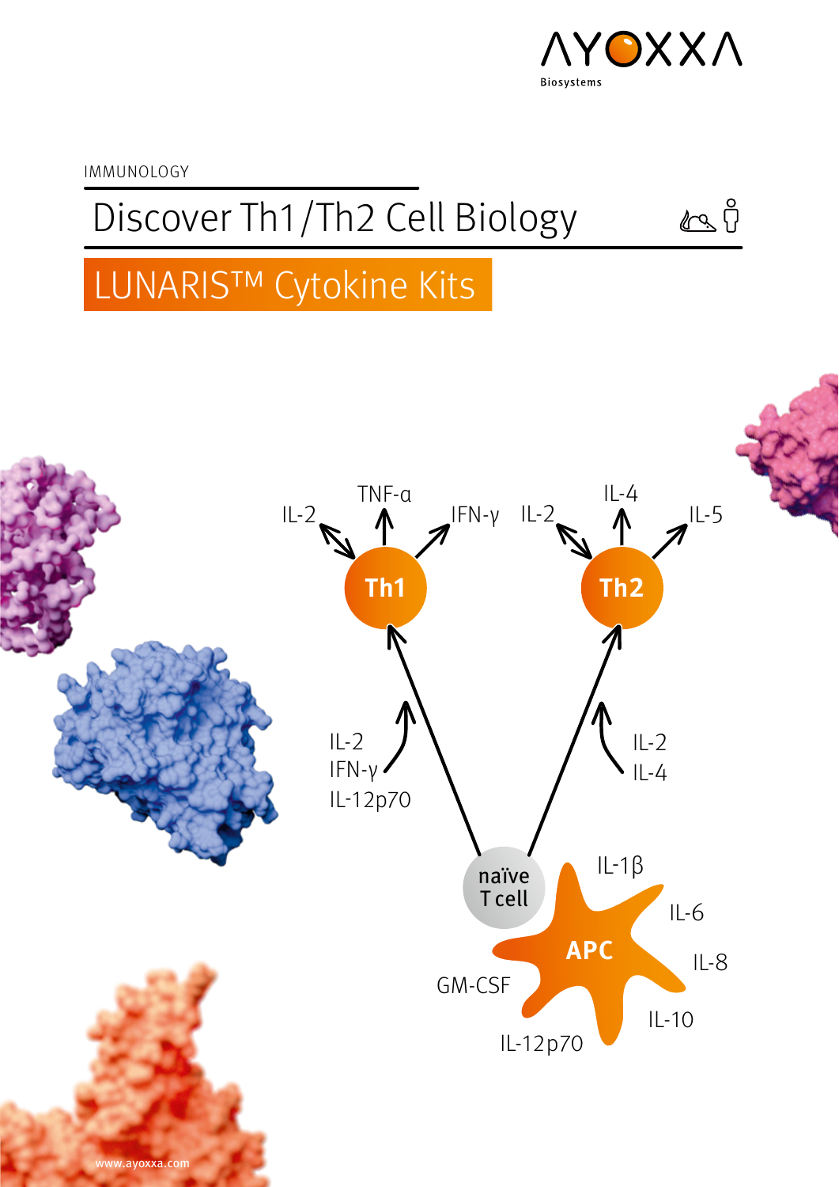AYOXXA Biosystems

IMMUNOLOGY

# Discover Th1/Th2 Cell Biology

## LUNARIS™ Cytokine Kits

IL-2 TNF-α IFN-γ

Th1

IL-2 IL-4 IL-5

Th2

IL-2
IFN-γ
IL-12p70

IL-2
IL-4

naïve T cell

APC

IL-1β
IL-6
IL-8
IL-10
IL-12p70
GM-CSF

www.ayoxxa.com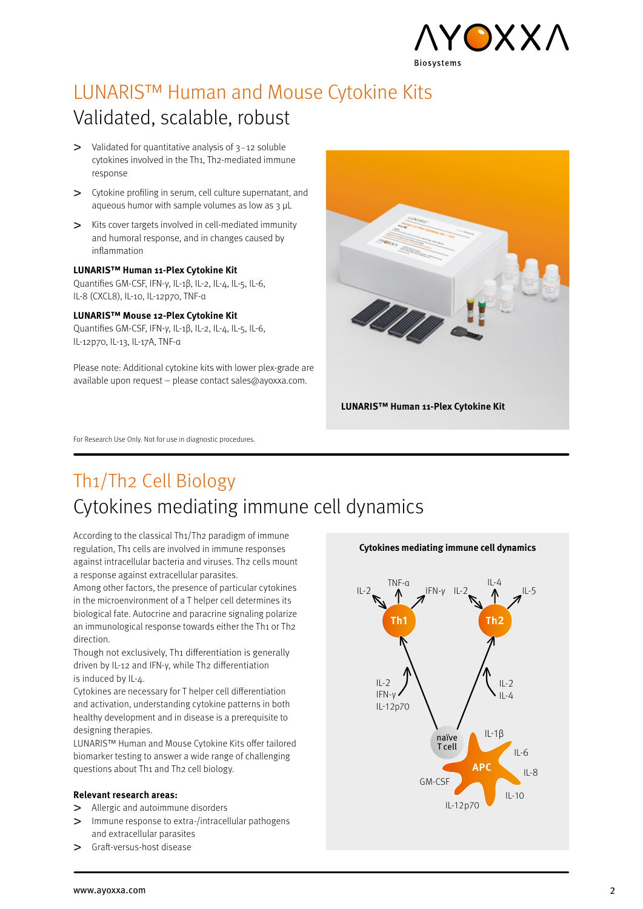# LUNARIS™ Human and Mouse Cytokine Kits

## Validated, scalable, robust

- > Validated for quantitative analysis of 3 – 12 soluble cytokines involved in the Th1, Th2-mediated immune response
- > Cytokine profiling in serum, cell culture supernatant, and aqueous humor with sample volumes as low as 3 µL
- > Kits cover targets involved in cell-mediated immunity and humoral response, and in changes caused by inflammation

**LUNARIS™ Human 11-Plex Cytokine Kit**
Quantifies GM-CSF, IFN-γ, IL-1β, IL-2, IL-4, IL-5, IL-6, IL-8 (CXCL8), IL-10, IL-12p70, TNF-α

**LUNARIS™ Mouse 12-Plex Cytokine Kit**
Quantifies GM-CSF, IFN-γ, IL-1β, IL-2, IL-4, IL-5, IL-6, IL-12p70, IL-13, IL-17A, TNF-α

Please note: Additional cytokine kits with lower plex-grade are available upon request – please contact sales@ayoxxa.com.

**LUNARIS™ Human 11-Plex Cytokine Kit**

For Research Use Only. Not for use in diagnostic procedures.

# Th1/Th2 Cell Biology

## Cytokines mediating immune cell dynamics

According to the classical Th1/Th2 paradigm of immune regulation, Th1 cells are involved in immune responses against intracellular bacteria and viruses. Th2 cells mount a response against extracellular parasites.
Among other factors, the presence of particular cytokines in the microenvironment of a T helper cell determines its biological fate. Autocrine and paracrine signaling polarize an immunological response towards either the Th1 or Th2 direction.
Though not exclusively, Th1 differentiation is generally driven by IL-12 and IFN-γ, while Th2 differentiation is induced by IL-4.
Cytokines are necessary for T helper cell differentiation and activation, understanding cytokine patterns in both healthy development and in disease is a prerequisite to designing therapies.
LUNARIS™ Human and Mouse Cytokine Kits offer tailored biomarker testing to answer a wide range of challenging questions about Th1 and Th2 cell biology.

**Relevant research areas:**

- > Allergic and autoimmune disorders
- > Immune response to extra-/intracellular pathogens and extracellular parasites
- > Graft-versus-host disease

**Cytokines mediating immune cell dynamics**

TNF-α, IL-2, IFN-γ — Th1; IL-4, IL-2, IL-5 — Th2; IL-2, IFN-γ, IL-12p70 → Th1; IL-2, IL-4 → Th2; naïve T cell; APC: IL-1β, IL-6, IL-8, IL-10, IL-12p70, GM-CSF

www.ayoxxa.com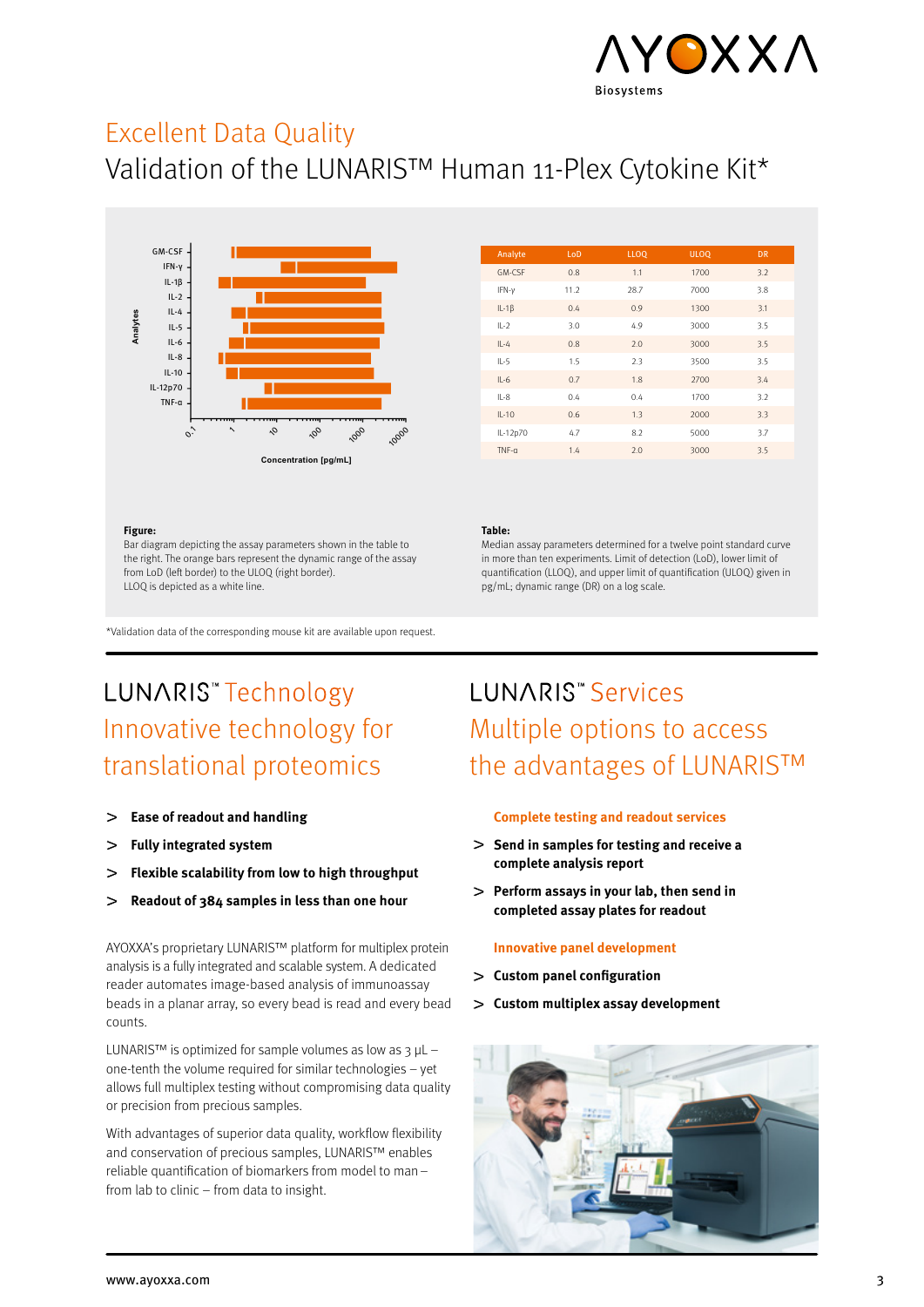# Excellent Data Quality

## Validation of the LUNARIS™ Human 11-Plex Cytokine Kit*

| Analyte | LoD | LLOQ | ULOQ | DR |
|---|---|---|---|---|
| GM-CSF | 0.8 | 1.1 | 1700 | 3.2 |
| IFN-γ | 11.2 | 28.7 | 7000 | 3.8 |
| IL-1β | 0.4 | 0.9 | 1300 | 3.1 |
| IL-2 | 3.0 | 4.9 | 3000 | 3.5 |
| IL-4 | 0.8 | 2.0 | 3000 | 3.5 |
| IL-5 | 1.5 | 2.3 | 3500 | 3.5 |
| IL-6 | 0.7 | 1.8 | 2700 | 3.4 |
| IL-8 | 0.4 | 0.4 | 1700 | 3.2 |
| IL-10 | 0.6 | 1.3 | 2000 | 3.3 |
| IL-12p70 | 4.7 | 8.2 | 5000 | 3.7 |
| TNF-α | 1.4 | 2.0 | 3000 | 3.5 |

**Figure:**
Bar diagram depicting the assay parameters shown in the table to the right. The orange bars represent the dynamic range of the assay from LoD (left border) to the ULOQ (right border).
LLOQ is depicted as a white line.

**Table:**
Median assay parameters determined for a twelve point standard curve in more than ten experiments. Limit of detection (LoD), lower limit of quantification (LLOQ), and upper limit of quantification (ULOQ) given in pg/mL; dynamic range (DR) on a log scale.

*Validation data of the corresponding mouse kit are available upon request.

## LUNARIS™ Technology
## Innovative technology for translational proteomics

- **Ease of readout and handling**
- **Fully integrated system**
- **Flexible scalability from low to high throughput**
- **Readout of 384 samples in less than one hour**

AYOXXA's proprietary LUNARIS™ platform for multiplex protein analysis is a fully integrated and scalable system. A dedicated reader automates image-based analysis of immunoassay beads in a planar array, so every bead is read and every bead counts.

LUNARIS™ is optimized for sample volumes as low as 3 µL – one-tenth the volume required for similar technologies – yet allows full multiplex testing without compromising data quality or precision from precious samples.

With advantages of superior data quality, workflow flexibility and conservation of precious samples, LUNARIS™ enables reliable quantification of biomarkers from model to man – from lab to clinic – from data to insight.

## LUNARIS™ Services
## Multiple options to access the advantages of LUNARIS™

**Complete testing and readout services**

- **Send in samples for testing and receive a complete analysis report**
- **Perform assays in your lab, then send in completed assay plates for readout**

**Innovative panel development**

- **Custom panel configuration**
- **Custom multiplex assay development**

www.ayoxxa.com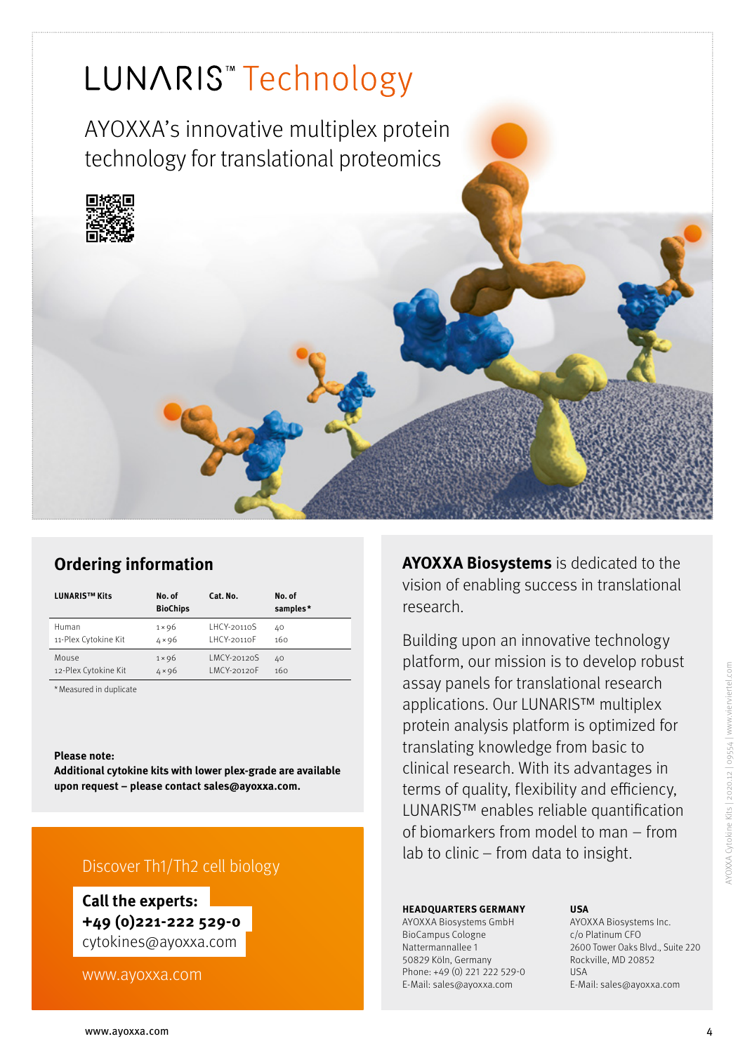# LUNARIS™ Technology

AYOXXA's innovative multiplex protein technology for translational proteomics

## Ordering information

| LUNARIS™ Kits | No. of BioChips | Cat. No. | No. of samples* |
|---|---|---|---|
| Human 11-Plex Cytokine Kit | 1×96 | LHCY-20110S | 40 |
| | 4×96 | LHCY-20110F | 160 |
| Mouse 12-Plex Cytokine Kit | 1×96 | LMCY-20120S | 40 |
| | 4×96 | LMCY-20120F | 160 |

*Measured in duplicate

**Please note:**
**Additional cytokine kits with lower plex-grade are available upon request – please contact sales@ayoxxa.com.**

Discover Th1/Th2 cell biology

**Call the experts:**
**+49 (0)221-222 529-0**
cytokines@ayoxxa.com

www.ayoxxa.com

**AYOXXA Biosystems** is dedicated to the vision of enabling success in translational research.

Building upon an innovative technology platform, our mission is to develop robust assay panels for translational research applications. Our LUNARIS™ multiplex protein analysis platform is optimized for translating knowledge from basic to clinical research. With its advantages in terms of quality, flexibility and efficiency, LUNARIS™ enables reliable quantification of biomarkers from model to man – from lab to clinic – from data to insight.

**HEADQUARTERS GERMANY**
AYOXXA Biosystems GmbH
BioCampus Cologne
Nattermannallee 1
50829 Köln, Germany
Phone: +49 (0) 221 222 529-0
E-Mail: sales@ayoxxa.com

**USA**
AYOXXA Biosystems Inc.
c/o Platinum CFO
2600 Tower Oaks Blvd., Suite 220
Rockville, MD 20852
USA
E-Mail: sales@ayoxxa.com

AYOXXA Cytokine Kits | 2020.12 | 09554 | www.vierviertel.com